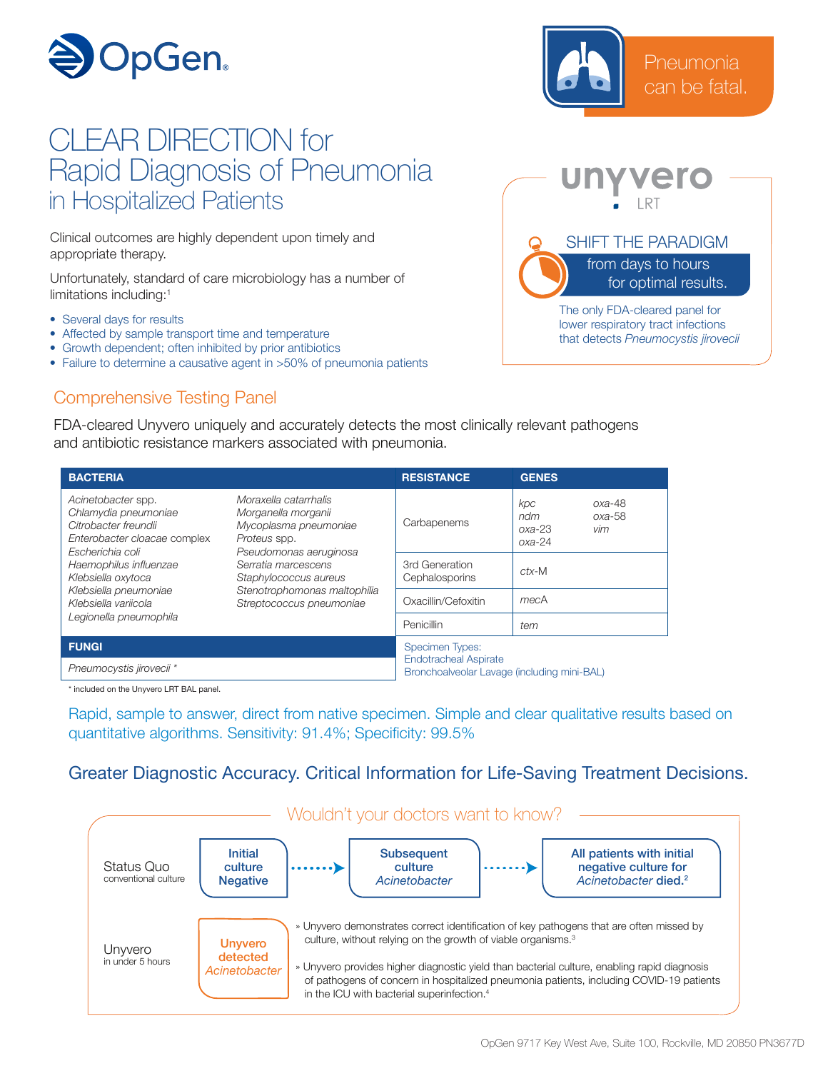OpGen

# CLEAR DIRECTION for Rapid Diagnosis of Pneumonia in Hospitalized Patients

Pneumonia can be fatal.

Clinical outcomes are highly dependent upon timely and appropriate therapy.

Unfortunately, standard of care microbiology has a number of limitations including:[1]

- Several days for results
- Affected by sample transport time and temperature
- Growth dependent; often inhibited by prior antibiotics
- Failure to determine a causative agent in >50% of pneumonia patients

## unyvero LRT

**SHIFT THE PARADIGM** from days to hours for optimal results.

The only FDA-cleared panel for lower respiratory tract infections that detects *Pneumocystis jirovecii*

## Comprehensive Testing Panel

FDA-cleared Unyvero uniquely and accurately detects the most clinically relevant pathogens and antibiotic resistance markers associated with pneumonia.

| BACTERIA | | RESISTANCE | GENES |
|---|---|---|---|
| *Acinetobacter* spp. | *Moraxella catarrhalis* | Carbapenems | *kpc*, *ndm*, *oxa-23*, *oxa-24*, *oxa-48*, *oxa-58*, *vim* |
| *Chlamydia pneumoniae* | *Morganella morganii* | | |
| *Citrobacter freundii* | *Mycoplasma pneumoniae* | | |
| *Enterobacter cloacae* complex | *Proteus* spp. | | |
| *Escherichia coli* | *Pseudomonas aeruginosa* | 3rd Generation Cephalosporins | *ctx-M* |
| *Haemophilus influenzae* | *Serratia marcescens* | | |
| *Klebsiella oxytoca* | *Staphylococcus aureus* | Oxacillin/Cefoxitin | *mecA* |
| *Klebsiella pneumoniae* | *Stenotrophomonas maltophilia* | | |
| *Klebsiella variicola* | *Streptococcus pneumoniae* | Penicillin | *tem* |
| *Legionella pneumophila* | | | |
| **FUNGI** | | | |
| *Pneumocystis jirovecii* * | | | |

Specimen Types:
Endotracheal Aspirate
Bronchoalveolar Lavage (including mini-BAL)

\* included on the Unyvero LRT BAL panel.

Rapid, sample to answer, direct from native specimen. Simple and clear qualitative results based on quantitative algorithms. Sensitivity: 91.4%; Specificity: 99.5%

## Greater Diagnostic Accuracy. Critical Information for Life-Saving Treatment Decisions.

### Wouldn't your doctors want to know?

**Status Quo** (conventional culture): **Initial culture Negative** → **Subsequent culture *Acinetobacter*** → **All patients with initial negative culture for *Acinetobacter* died.**[2]

**Unyvero** (in under 5 hours): **Unyvero detected *Acinetobacter***

- » Unyvero demonstrates correct identification of key pathogens that are often missed by culture, without relying on the growth of viable organisms.[3]
- » Unyvero provides higher diagnostic yield than bacterial culture, enabling rapid diagnosis of pathogens of concern in hospitalized pneumonia patients, including COVID-19 patients in the ICU with bacterial superinfection.[4]

OpGen 9717 Key West Ave, Suite 100, Rockville, MD 20850 PN3677D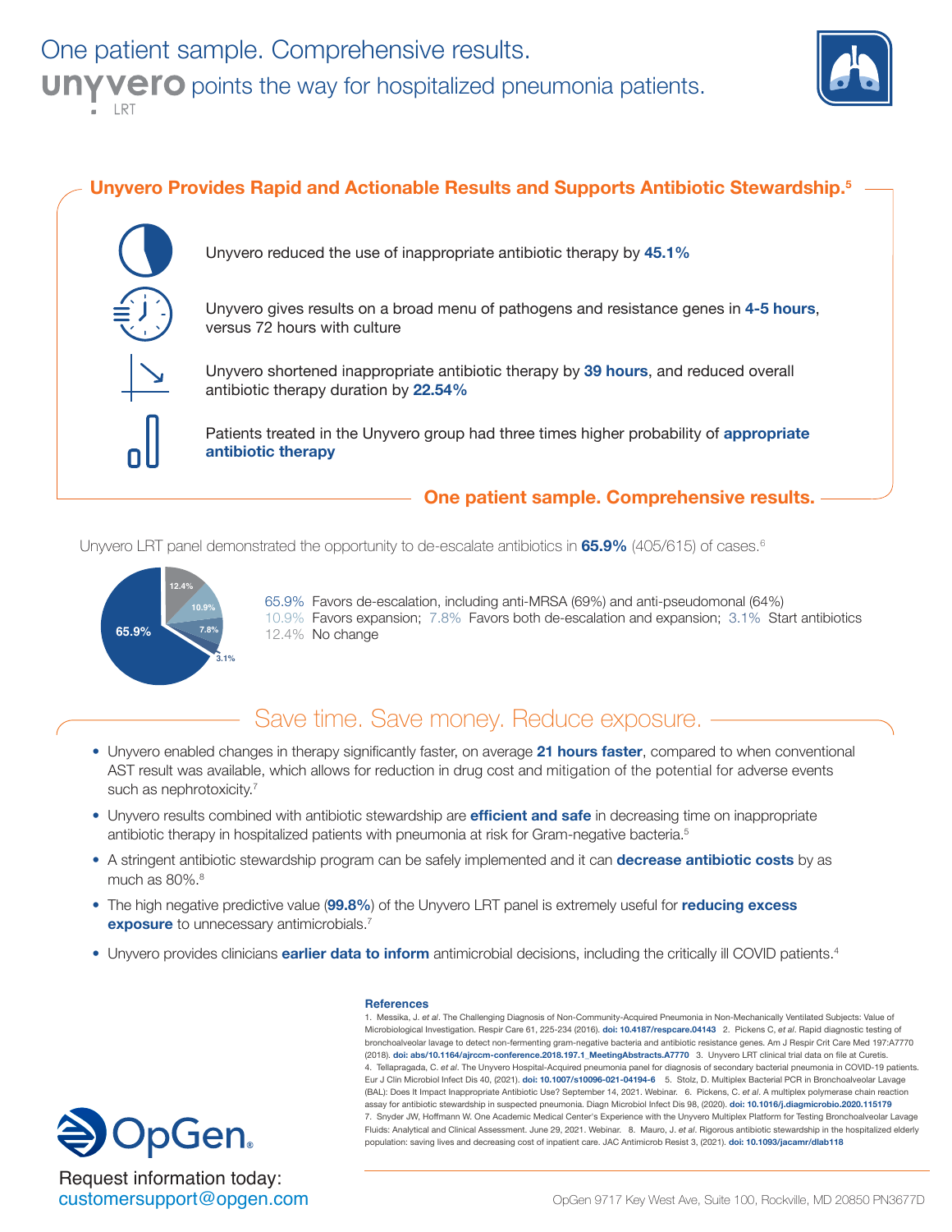# One patient sample. Comprehensive results.

unyvero LRT points the way for hospitalized pneumonia patients.

## Unyvero Provides Rapid and Actionable Results and Supports Antibiotic Stewardship.[5]

Unyvero reduced the use of inappropriate antibiotic therapy by **45.1%**

Unyvero gives results on a broad menu of pathogens and resistance genes in **4-5 hours**, versus 72 hours with culture

Unyvero shortened inappropriate antibiotic therapy by **39 hours**, and reduced overall antibiotic therapy duration by **22.54%**

Patients treated in the Unyvero group had three times higher probability of **appropriate antibiotic therapy**

**One patient sample. Comprehensive results.**

Unyvero LRT panel demonstrated the opportunity to de-escalate antibiotics in **65.9%** (405/615) of cases.[6]

12.4%
10.9%
7.8%
3.1%
65.9%

65.9% Favors de-escalation, including anti-MRSA (69%) and anti-pseudomonal (64%)
10.9% Favors expansion; 7.8% Favors both de-escalation and expansion; 3.1% Start antibiotics
12.4% No change

## Save time. Save money. Reduce exposure.

- Unyvero enabled changes in therapy significantly faster, on average **21 hours faster**, compared to when conventional AST result was available, which allows for reduction in drug cost and mitigation of the potential for adverse events such as nephrotoxicity.[7]
- Unyvero results combined with antibiotic stewardship are **efficient and safe** in decreasing time on inappropriate antibiotic therapy in hospitalized patients with pneumonia at risk for Gram-negative bacteria.[5]
- A stringent antibiotic stewardship program can be safely implemented and it can **decrease antibiotic costs** by as much as 80%.[8]
- The high negative predictive value (**99.8%**) of the Unyvero LRT panel is extremely useful for **reducing excess exposure** to unnecessary antimicrobials.[7]
- Unyvero provides clinicians **earlier data to inform** antimicrobial decisions, including the critically ill COVID patients.[4]

### References

1. Messika, J. *et al*. The Challenging Diagnosis of Non-Community-Acquired Pneumonia in Non-Mechanically Ventilated Subjects: Value of Microbiological Investigation. Respir Care 61, 225-234 (2016). **doi: 10.4187/respcare.04143** 2. Pickens C, *et al*. Rapid diagnostic testing of bronchoalveolar lavage to detect non-fermenting gram-negative bacteria and antibiotic resistance genes. Am J Respir Crit Care Med 197:A7770 (2018). **doi: abs/10.1164/ajrccm-conference.2018.197.1_MeetingAbstracts.A7770** 3. Unyvero LRT clinical trial data on file at Curetis. 4. Tellapragada, C. *et al*. The Unyvero Hospital-Acquired pneumonia panel for diagnosis of secondary bacterial pneumonia in COVID-19 patients. Eur J Clin Microbiol Infect Dis 40, (2021). **doi: 10.1007/s10096-021-04194-6** 5. Stolz, D. Multiplex Bacterial PCR in Bronchoalveolar Lavage (BAL): Does It Impact Inappropriate Antibiotic Use? September 14, 2021. Webinar. 6. Pickens, C. *et al*. A multiplex polymerase chain reaction assay for antibiotic stewardship in suspected pneumonia. Diagn Microbiol Infect Dis 98, (2020). **doi: 10.1016/j.diagmicrobio.2020.115179** 7. Snyder JW, Hoffmann W. One Academic Medical Center's Experience with the Unyvero Multiplex Platform for Testing Bronchoalveolar Lavage Fluids: Analytical and Clinical Assessment. June 29, 2021. Webinar. 8. Mauro, J. *et al*. Rigorous antibiotic stewardship in the hospitalized elderly population: saving lives and decreasing cost of inpatient care. JAC Antimicrob Resist 3, (2021). **doi: 10.1093/jacamr/dlab118**

OpGen®

Request information today:
customersupport@opgen.com

OpGen 9717 Key West Ave, Suite 100, Rockville, MD 20850 PN3677D